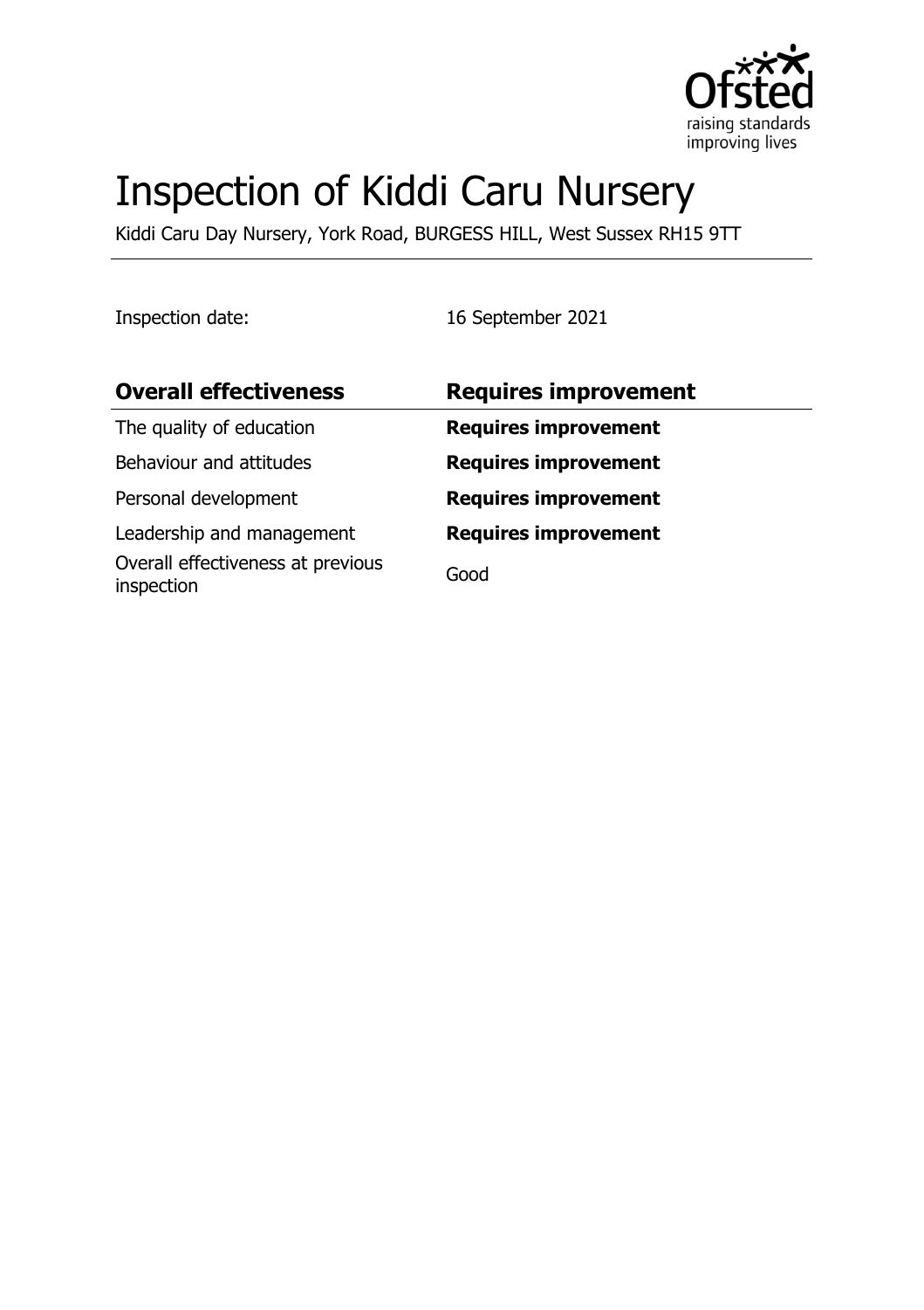# Inspection of Kiddi Caru Nursery

Kiddi Caru Day Nursery, York Road, BURGESS HILL, West Sussex RH15 9TT

Inspection date: 16 September 2021

| **Overall effectiveness** | **Requires improvement** |
| --- | --- |
| The quality of education | **Requires improvement** |
| Behaviour and attitudes | **Requires improvement** |
| Personal development | **Requires improvement** |
| Leadership and management | **Requires improvement** |
| Overall effectiveness at previous inspection | Good |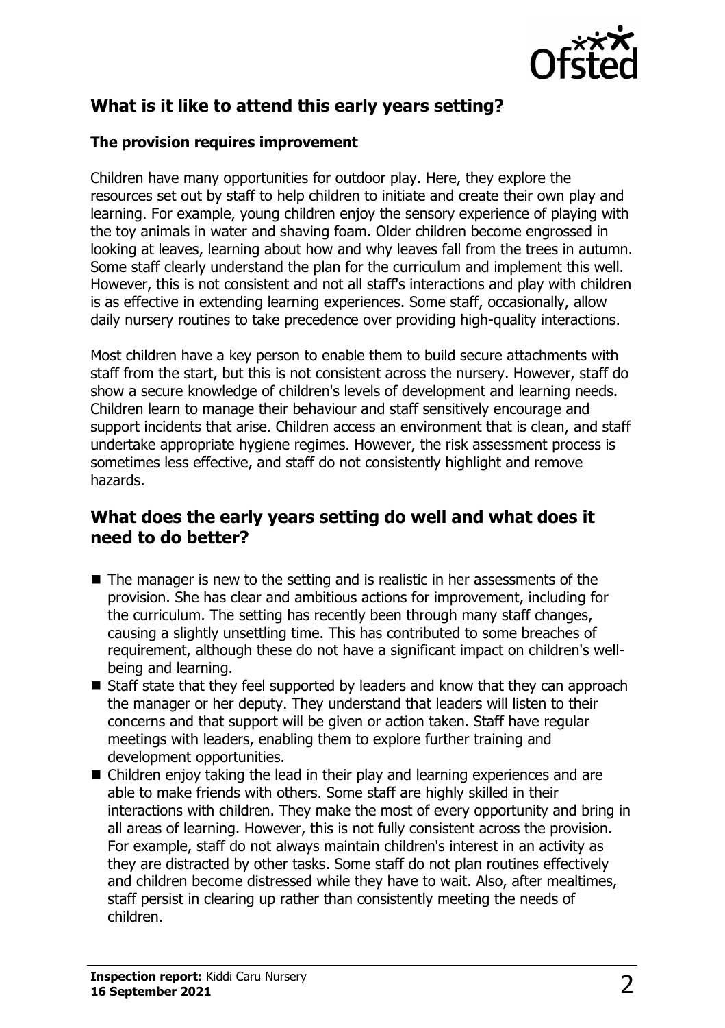## What is it like to attend this early years setting?

### The provision requires improvement

Children have many opportunities for outdoor play. Here, they explore the resources set out by staff to help children to initiate and create their own play and learning. For example, young children enjoy the sensory experience of playing with the toy animals in water and shaving foam. Older children become engrossed in looking at leaves, learning about how and why leaves fall from the trees in autumn. Some staff clearly understand the plan for the curriculum and implement this well. However, this is not consistent and not all staff's interactions and play with children is as effective in extending learning experiences. Some staff, occasionally, allow daily nursery routines to take precedence over providing high-quality interactions.

Most children have a key person to enable them to build secure attachments with staff from the start, but this is not consistent across the nursery. However, staff do show a secure knowledge of children's levels of development and learning needs. Children learn to manage their behaviour and staff sensitively encourage and support incidents that arise. Children access an environment that is clean, and staff undertake appropriate hygiene regimes. However, the risk assessment process is sometimes less effective, and staff do not consistently highlight and remove hazards.

## What does the early years setting do well and what does it need to do better?

- The manager is new to the setting and is realistic in her assessments of the provision. She has clear and ambitious actions for improvement, including for the curriculum. The setting has recently been through many staff changes, causing a slightly unsettling time. This has contributed to some breaches of requirement, although these do not have a significant impact on children's well-being and learning.
- Staff state that they feel supported by leaders and know that they can approach the manager or her deputy. They understand that leaders will listen to their concerns and that support will be given or action taken. Staff have regular meetings with leaders, enabling them to explore further training and development opportunities.
- Children enjoy taking the lead in their play and learning experiences and are able to make friends with others. Some staff are highly skilled in their interactions with children. They make the most of every opportunity and bring in all areas of learning. However, this is not fully consistent across the provision. For example, staff do not always maintain children's interest in an activity as they are distracted by other tasks. Some staff do not plan routines effectively and children become distressed while they have to wait. Also, after mealtimes, staff persist in clearing up rather than consistently meeting the needs of children.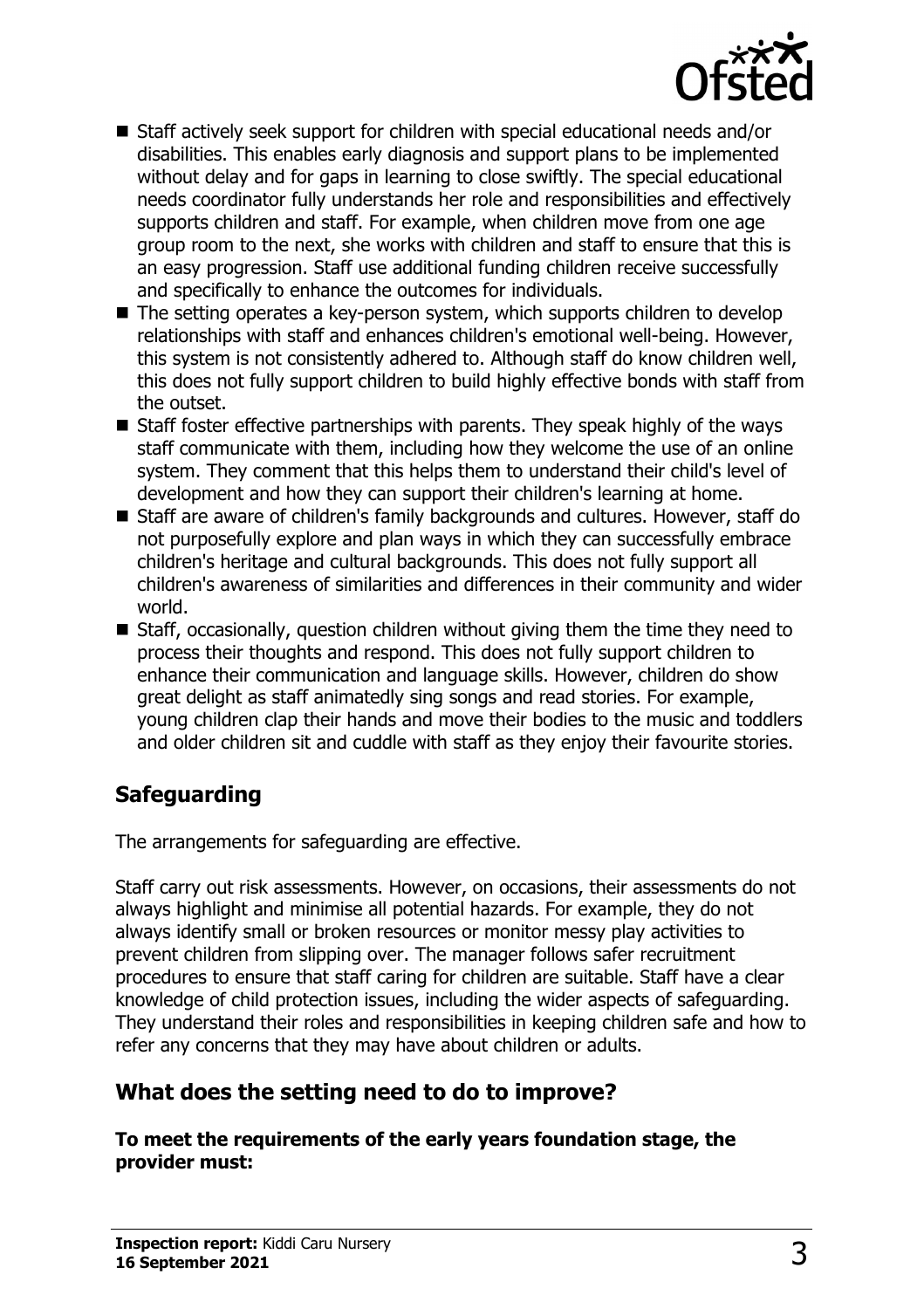- Staff actively seek support for children with special educational needs and/or disabilities. This enables early diagnosis and support plans to be implemented without delay and for gaps in learning to close swiftly. The special educational needs coordinator fully understands her role and responsibilities and effectively supports children and staff. For example, when children move from one age group room to the next, she works with children and staff to ensure that this is an easy progression. Staff use additional funding children receive successfully and specifically to enhance the outcomes for individuals.
- The setting operates a key-person system, which supports children to develop relationships with staff and enhances children's emotional well-being. However, this system is not consistently adhered to. Although staff do know children well, this does not fully support children to build highly effective bonds with staff from the outset.
- Staff foster effective partnerships with parents. They speak highly of the ways staff communicate with them, including how they welcome the use of an online system. They comment that this helps them to understand their child's level of development and how they can support their children's learning at home.
- Staff are aware of children's family backgrounds and cultures. However, staff do not purposefully explore and plan ways in which they can successfully embrace children's heritage and cultural backgrounds. This does not fully support all children's awareness of similarities and differences in their community and wider world.
- Staff, occasionally, question children without giving them the time they need to process their thoughts and respond. This does not fully support children to enhance their communication and language skills. However, children do show great delight as staff animatedly sing songs and read stories. For example, young children clap their hands and move their bodies to the music and toddlers and older children sit and cuddle with staff as they enjoy their favourite stories.

## Safeguarding

The arrangements for safeguarding are effective.

Staff carry out risk assessments. However, on occasions, their assessments do not always highlight and minimise all potential hazards. For example, they do not always identify small or broken resources or monitor messy play activities to prevent children from slipping over. The manager follows safer recruitment procedures to ensure that staff caring for children are suitable. Staff have a clear knowledge of child protection issues, including the wider aspects of safeguarding. They understand their roles and responsibilities in keeping children safe and how to refer any concerns that they may have about children or adults.

## What does the setting need to do to improve?

**To meet the requirements of the early years foundation stage, the provider must:**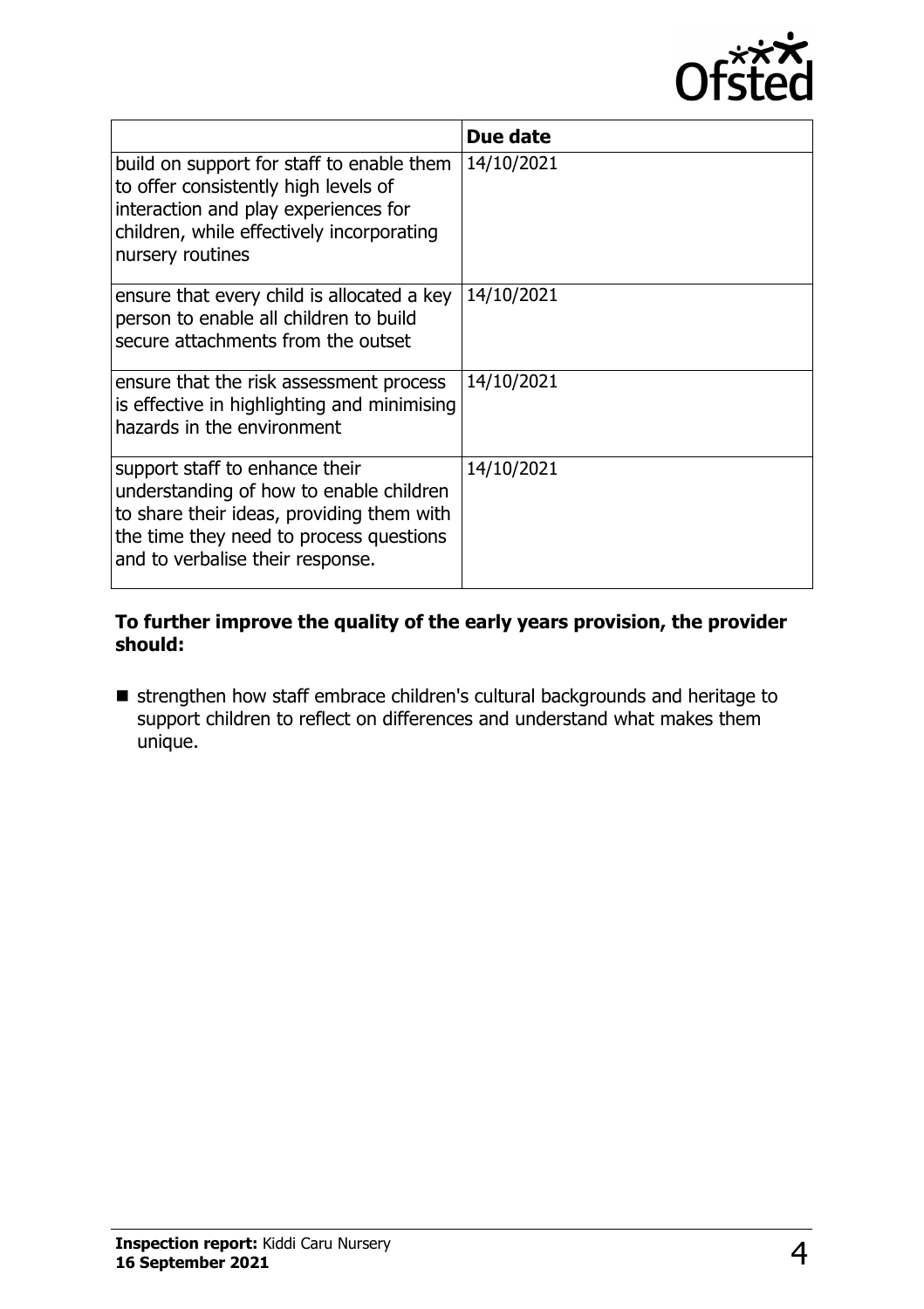| | Due date |
|---|---|
| build on support for staff to enable them to offer consistently high levels of interaction and play experiences for children, while effectively incorporating nursery routines | 14/10/2021 |
| ensure that every child is allocated a key person to enable all children to build secure attachments from the outset | 14/10/2021 |
| ensure that the risk assessment process is effective in highlighting and minimising hazards in the environment | 14/10/2021 |
| support staff to enhance their understanding of how to enable children to share their ideas, providing them with the time they need to process questions and to verbalise their response. | 14/10/2021 |

**To further improve the quality of the early years provision, the provider should:**

- strengthen how staff embrace children's cultural backgrounds and heritage to support children to reflect on differences and understand what makes them unique.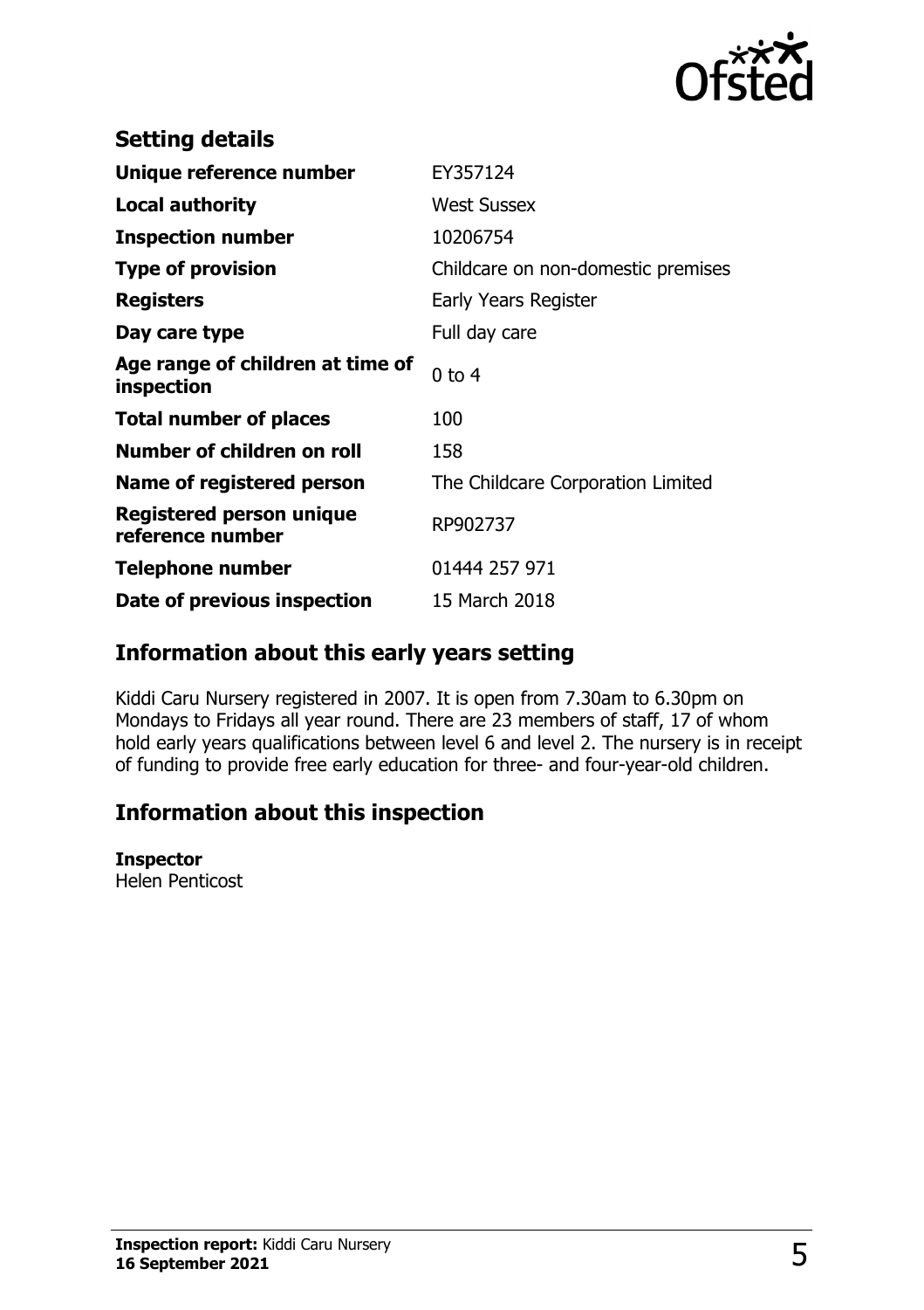## Setting details

| | |
|---|---|
| **Unique reference number** | EY357124 |
| **Local authority** | West Sussex |
| **Inspection number** | 10206754 |
| **Type of provision** | Childcare on non-domestic premises |
| **Registers** | Early Years Register |
| **Day care type** | Full day care |
| **Age range of children at time of inspection** | 0 to 4 |
| **Total number of places** | 100 |
| **Number of children on roll** | 158 |
| **Name of registered person** | The Childcare Corporation Limited |
| **Registered person unique reference number** | RP902737 |
| **Telephone number** | 01444 257 971 |
| **Date of previous inspection** | 15 March 2018 |

## Information about this early years setting

Kiddi Caru Nursery registered in 2007. It is open from 7.30am to 6.30pm on Mondays to Fridays all year round. There are 23 members of staff, 17 of whom hold early years qualifications between level 6 and level 2. The nursery is in receipt of funding to provide free early education for three- and four-year-old children.

## Information about this inspection

**Inspector**
Helen Penticost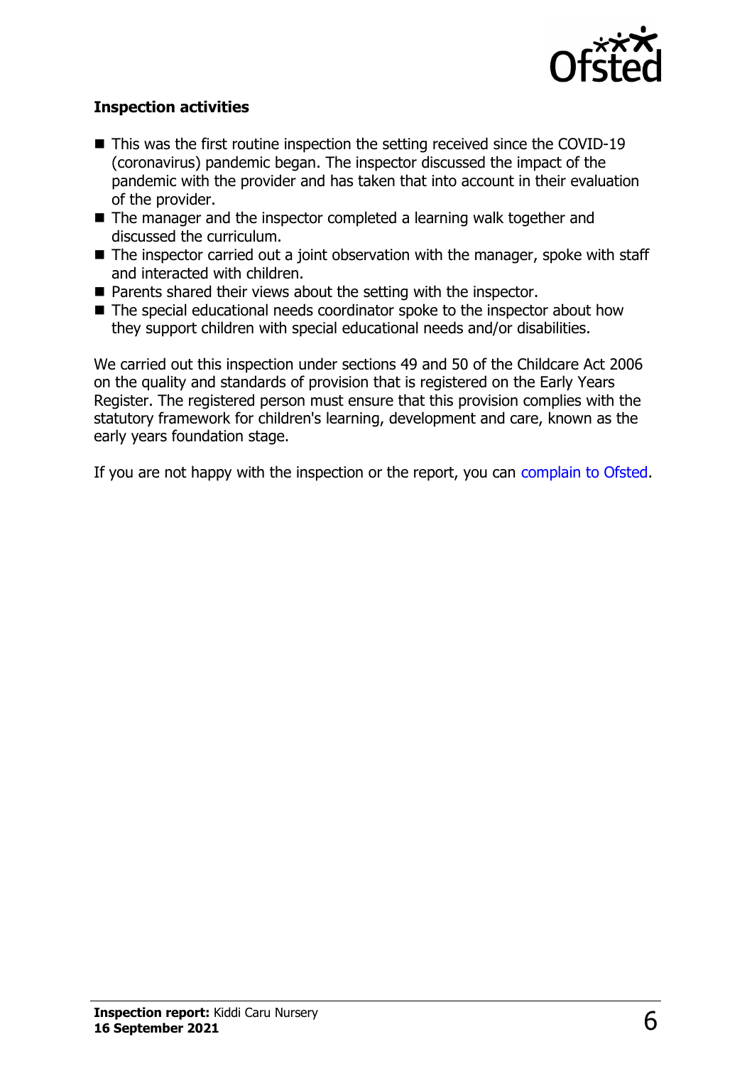### Inspection activities

- This was the first routine inspection the setting received since the COVID-19 (coronavirus) pandemic began. The inspector discussed the impact of the pandemic with the provider and has taken that into account in their evaluation of the provider.
- The manager and the inspector completed a learning walk together and discussed the curriculum.
- The inspector carried out a joint observation with the manager, spoke with staff and interacted with children.
- Parents shared their views about the setting with the inspector.
- The special educational needs coordinator spoke to the inspector about how they support children with special educational needs and/or disabilities.

We carried out this inspection under sections 49 and 50 of the Childcare Act 2006 on the quality and standards of provision that is registered on the Early Years Register. The registered person must ensure that this provision complies with the statutory framework for children's learning, development and care, known as the early years foundation stage.

If you are not happy with the inspection or the report, you can complain to Ofsted.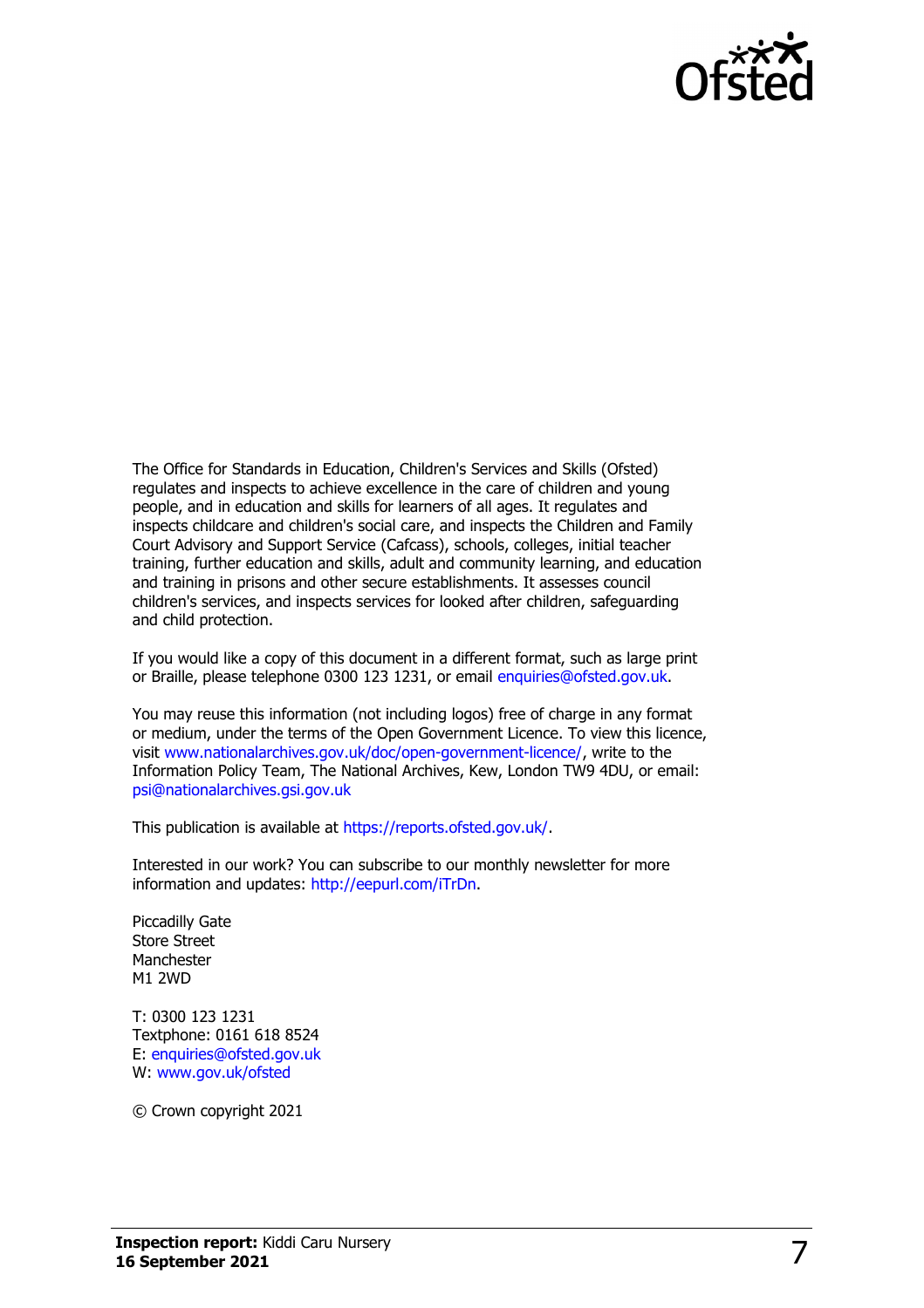The Office for Standards in Education, Children's Services and Skills (Ofsted) regulates and inspects to achieve excellence in the care of children and young people, and in education and skills for learners of all ages. It regulates and inspects childcare and children's social care, and inspects the Children and Family Court Advisory and Support Service (Cafcass), schools, colleges, initial teacher training, further education and skills, adult and community learning, and education and training in prisons and other secure establishments. It assesses council children's services, and inspects services for looked after children, safeguarding and child protection.

If you would like a copy of this document in a different format, such as large print or Braille, please telephone 0300 123 1231, or email enquiries@ofsted.gov.uk.

You may reuse this information (not including logos) free of charge in any format or medium, under the terms of the Open Government Licence. To view this licence, visit www.nationalarchives.gov.uk/doc/open-government-licence/, write to the Information Policy Team, The National Archives, Kew, London TW9 4DU, or email: psi@nationalarchives.gsi.gov.uk

This publication is available at https://reports.ofsted.gov.uk/.

Interested in our work? You can subscribe to our monthly newsletter for more information and updates: http://eepurl.com/iTrDn.

Piccadilly Gate  
Store Street  
Manchester  
M1 2WD

T: 0300 123 1231  
Textphone: 0161 618 8524  
E: enquiries@ofsted.gov.uk  
W: www.gov.uk/ofsted

© Crown copyright 2021